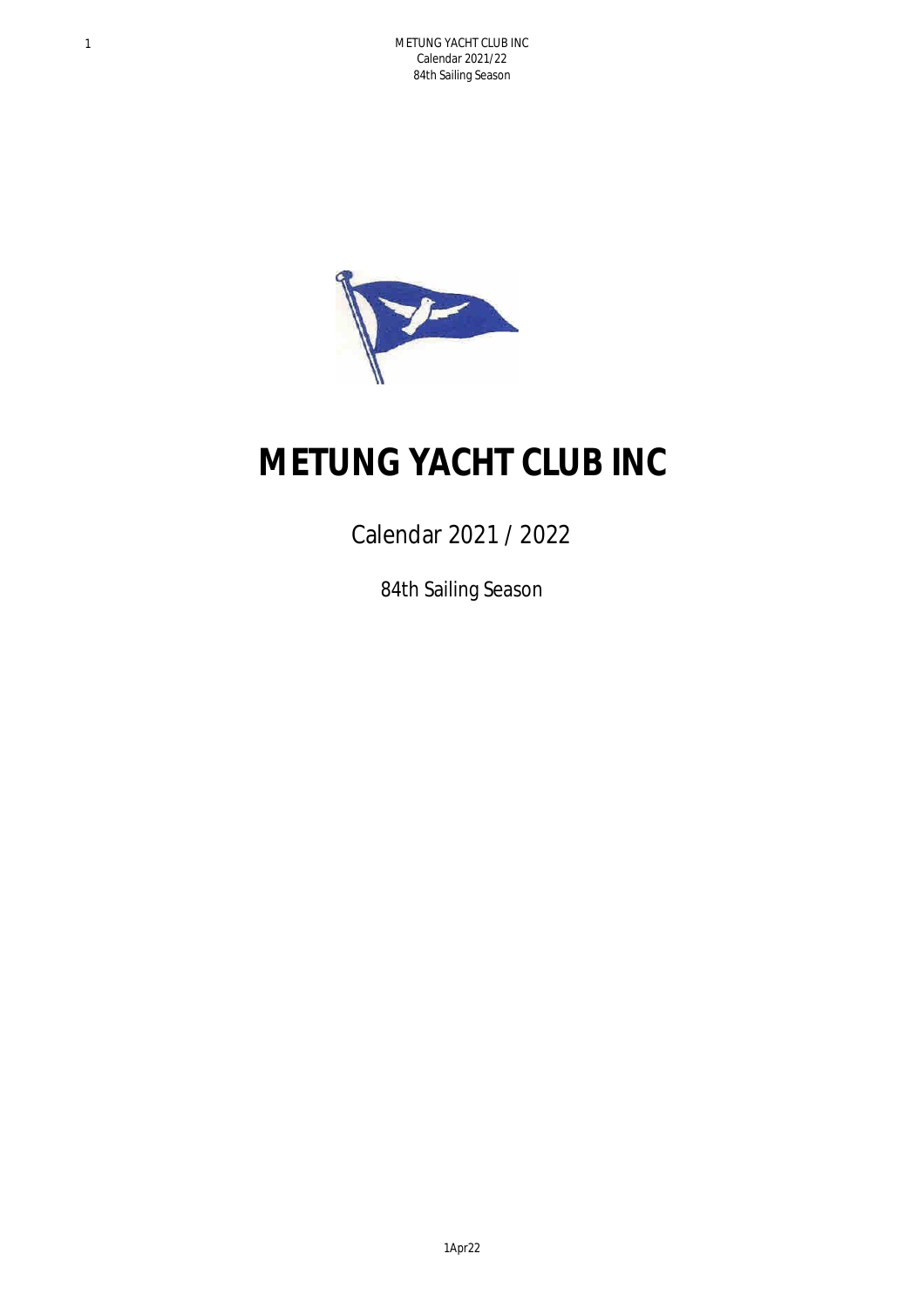# METUNG YACHT CLUB INC

Calendar 2021 / 2022

84th Sailing Season

1Apr22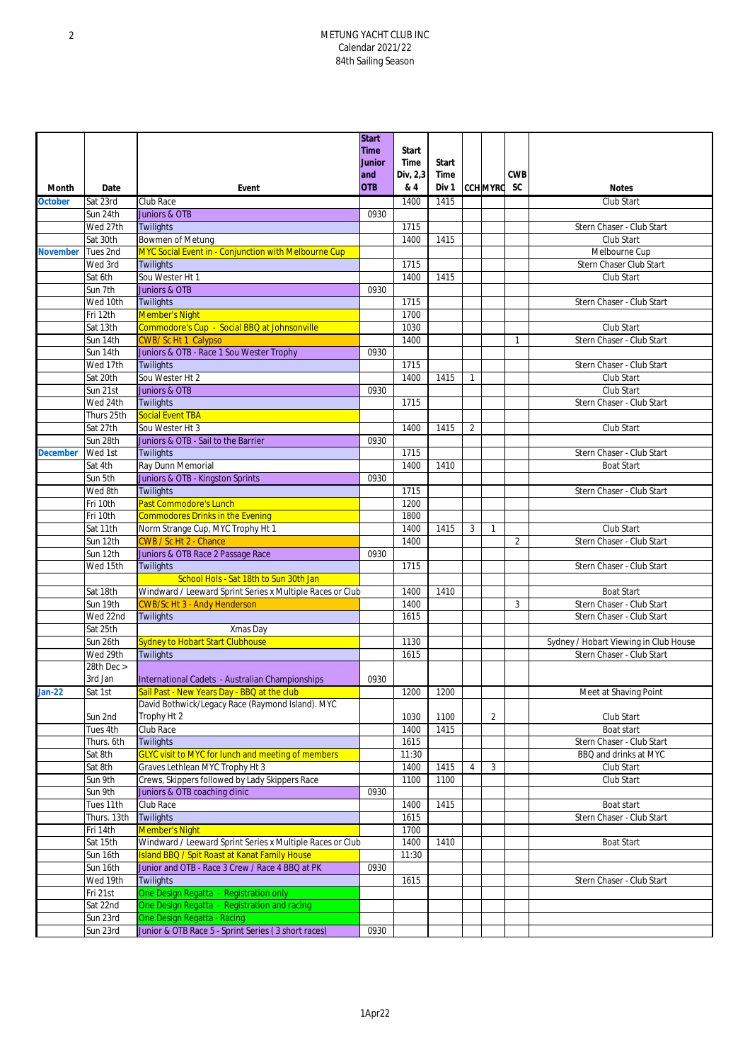# METUNG YACHT CLUB INC
## Calendar 2021/22
### 84th Sailing Season

| Month | Date | Event | Start Time Junior and OTB | Start Time Div, 2,3 & 4 | Start Time Div 1 | CCH | MYRC | CWB SC | Notes |
|---|---|---|---|---|---|---|---|---|---|
| October | Sat 23rd | Club Race | | 1400 | 1415 | | | | Club Start |
| | Sun 24th | Juniors & OTB | 0930 | | | | | | |
| | Wed 27th | Twilights | | 1715 | | | | | Stern Chaser - Club Start |
| | Sat 30th | Bowmen of Metung | | 1400 | 1415 | | | | Club Start |
| November | Tues 2nd | MYC Social Event in - Conjunction with Melbourne Cup | | | | | | | Melbourne Cup |
| | Wed 3rd | Twilights | | 1715 | | | | | Stern Chaser Club Start |
| | Sat 6th | Sou Wester Ht 1 | | 1400 | 1415 | | | | Club Start |
| | Sun 7th | Juniors & OTB | 0930 | | | | | | |
| | Wed 10th | Twilights | | 1715 | | | | | Stern Chaser - Club Start |
| | Fri 12th | Member's Night | | 1700 | | | | | |
| | Sat 13th | Commodore's Cup - Social BBQ at Johnsonville | | 1030 | | | | | Club Start |
| | Sun 14th | CWB/ Sc Ht 1 Calypso | | 1400 | | | | 1 | Stern Chaser - Club Start |
| | Sun 14th | Juniors & OTB - Race 1 Sou Wester Trophy | 0930 | | | | | | |
| | Wed 17th | Twilights | | 1715 | | | | | Stern Chaser - Club Start |
| | Sat 20th | Sou Wester Ht 2 | | 1400 | 1415 | 1 | | | Club Start |
| | Sun 21st | Juniors & OTB | 0930 | | | | | | Club Start |
| | Wed 24th | Twilights | | 1715 | | | | | Stern Chaser - Club Start |
| | Thurs 25th | Social Event TBA | | | | | | | |
| | Sat 27th | Sou Wester Ht 3 | | 1400 | 1415 | 2 | | | Club Start |
| | Sun 28th | Juniors & OTB - Sail to the Barrier | 0930 | | | | | | |
| December | Wed 1st | Twilights | | 1715 | | | | | Stern Chaser - Club Start |
| | Sat 4th | Ray Dunn Memorial | | 1400 | 1410 | | | | Boat Start |
| | Sun 5th | Juniors & OTB - Kingston Sprints | 0930 | | | | | | |
| | Wed 8th | Twilights | | 1715 | | | | | Stern Chaser - Club Start |
| | Fri 10th | Past Commodore's Lunch | | 1200 | | | | | |
| | Fri 10th | Commodores Drinks in the Evening | | 1800 | | | | | |
| | Sat 11th | Norm Strange Cup, MYC Trophy Ht 1 | | 1400 | 1415 | 3 | 1 | | Club Start |
| | Sun 12th | CWB / Sc Ht 2 - Chance | | 1400 | | | | 2 | Stern Chaser - Club Start |
| | Sun 12th | Juniors & OTB Race 2 Passage Race | 0930 | | | | | | |
| | Wed 15th | Twilights | | 1715 | | | | | Stern Chaser - Club Start |
| | | School Hols - Sat 18th to Sun 30th Jan | | | | | | | |
| | Sat 18th | Windward / Leeward Sprint Series x Multiple Races or Club | | 1400 | 1410 | | | | Boat Start |
| | Sun 19th | CWB/Sc Ht 3 - Andy Henderson | | 1400 | | | | 3 | Stern Chaser - Club Start |
| | Wed 22nd | Twilights | | 1615 | | | | | Stern Chaser - Club Start |
| | Sat 25th | Xmas Day | | | | | | | |
| | Sun 26th | Sydney to Hobart Start Clubhouse | | 1130 | | | | | Sydney / Hobart Viewing in Club House |
| | Wed 29th | Twilights | | 1615 | | | | | Stern Chaser - Club Start |
| | 28th Dec > 3rd Jan | International Cadets - Australian Championships | 0930 | | | | | | |
| Jan-22 | Sat 1st | Sail Past - New Years Day - BBQ at the club | | 1200 | 1200 | | | | Meet at Shaving Point |
| | Sun 2nd | David Bothwick/Legacy Race (Raymond Island). MYC Trophy Ht 2 | | 1030 | 1100 | | 2 | | Club Start |
| | Tues 4th | Club Race | | 1400 | 1415 | | | | Boat start |
| | Thurs. 6th | Twilights | | 1615 | | | | | Stern Chaser - Club Start |
| | Sat 8th | GLYC visit to MYC for lunch and meeting of members | | 11:30 | | | | | BBQ and drinks at MYC |
| | Sat 8th | Graves Lethlean MYC Trophy Ht 3 | | 1400 | 1415 | 4 | 3 | | Club Start |
| | Sun 9th | Crews, Skippers followed by Lady Skippers Race | | 1100 | 1100 | | | | Club Start |
| | Sun 9th | Juniors & OTB coaching clinic | 0930 | | | | | | |
| | Tues 11th | Club Race | | 1400 | 1415 | | | | Boat start |
| | Thurs. 13th | Twilights | | 1615 | | | | | Stern Chaser - Club Start |
| | Fri 14th | Member's Night | | 1700 | | | | | |
| | Sat 15th | Windward / Leeward Sprint Series x Multiple Races or Club | | 1400 | 1410 | | | | Boat Start |
| | Sun 16th | Island BBQ / Spit Roast at Kanat Family House | | 11:30 | | | | | |
| | Sun 16th | Junior and OTB - Race 3 Crew / Race 4 BBQ at PK | 0930 | | | | | | |
| | Wed 19th | Twilights | | 1615 | | | | | Stern Chaser - Club Start |
| | Fri 21st | One Design Regatta - Registration only | | | | | | | |
| | Sat 22nd | One Design Regatta - Registration and racing | | | | | | | |
| | Sun 23rd | One Design Regatta - Racing | | | | | | | |
| | Sun 23rd | Junior & OTB Race 5 - Sprint Series ( 3 short races) | 0930 | | | | | | |

1Apr22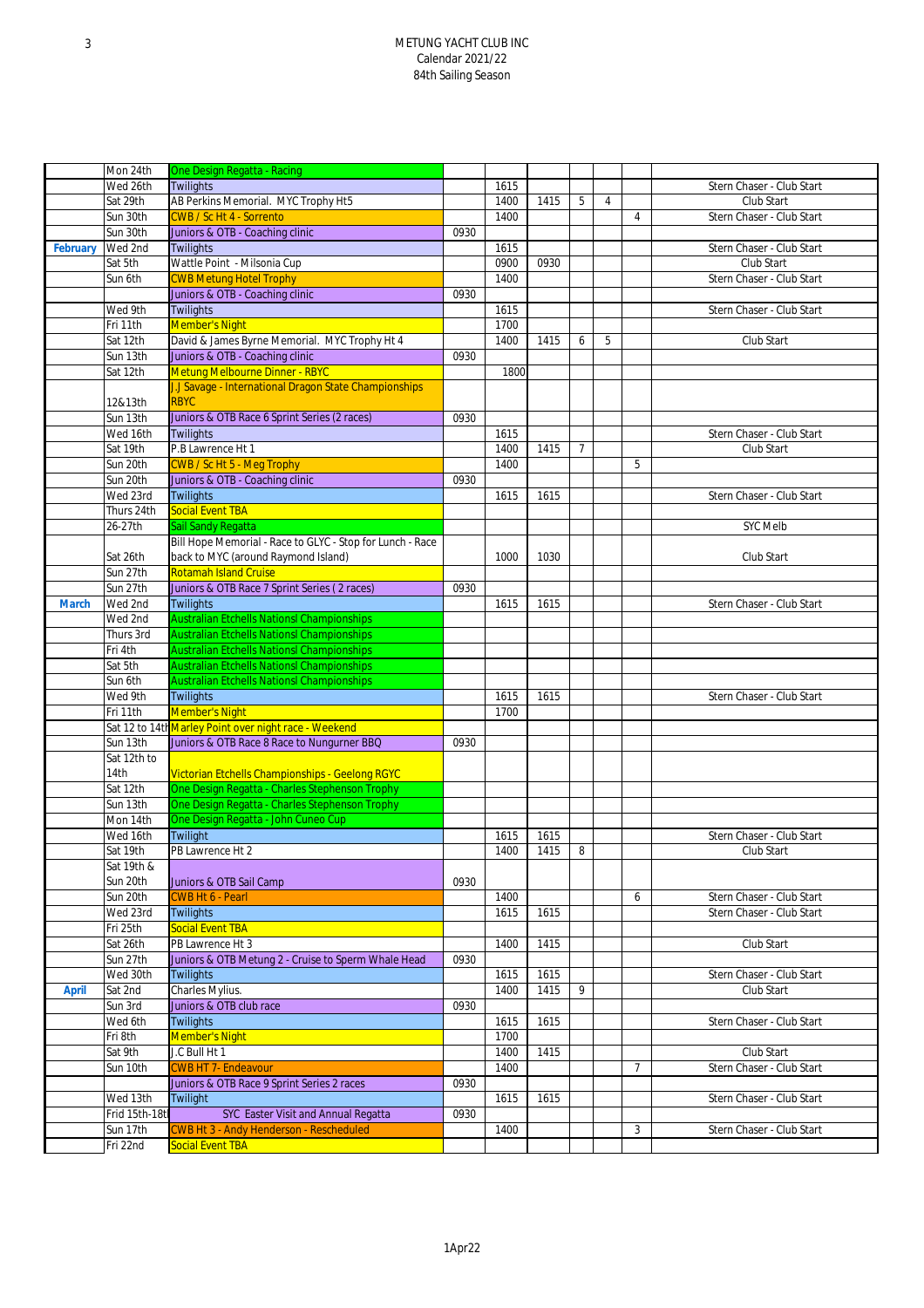METUNG YACHT CLUB INC
Calendar 2021/22
84th Sailing Season

| | | | | | | | | | |
|---|---|---|---|---|---|---|---|---|---|
| | Mon 24th | One Design Regatta - Racing | | | | | | | |
| | Wed 26th | Twilights | | 1615 | | | | | Stern Chaser - Club Start |
| | Sat 29th | AB Perkins Memorial. MYC Trophy Ht5 | | 1400 | 1415 | 5 | 4 | | Club Start |
| | Sun 30th | CWB / Sc Ht 4 - Sorrento | | 1400 | | | | 4 | Stern Chaser - Club Start |
| | Sun 30th | Juniors & OTB - Coaching clinic | 0930 | | | | | | |
| **February** | Wed 2nd | Twilights | | 1615 | | | | | Stern Chaser - Club Start |
| | Sat 5th | Wattle Point - Milsonia Cup | | 0900 | 0930 | | | | Club Start |
| | Sun 6th | CWB Metung Hotel Trophy | | 1400 | | | | | Stern Chaser - Club Start |
| | | Juniors & OTB - Coaching clinic | 0930 | | | | | | |
| | Wed 9th | Twilights | | 1615 | | | | | Stern Chaser - Club Start |
| | Fri 11th | Member's Night | | 1700 | | | | | |
| | Sat 12th | David & James Byrne Memorial. MYC Trophy Ht 4 | | 1400 | 1415 | 6 | 5 | | Club Start |
| | Sun 13th | Juniors & OTB - Coaching clinic | 0930 | | | | | | |
| | Sat 12th | Metung Melbourne Dinner - RBYC | | 1800 | | | | | |
| | 12&13th | J.J Savage - International Dragon State Championships RBYC | | | | | | | |
| | Sun 13th | Juniors & OTB Race 6 Sprint Series (2 races) | 0930 | | | | | | |
| | Wed 16th | Twilights | | 1615 | | | | | Stern Chaser - Club Start |
| | Sat 19th | P.B Lawrence Ht 1 | | 1400 | 1415 | 7 | | | Club Start |
| | Sun 20th | CWB / Sc Ht 5 - Meg Trophy | | 1400 | | | | 5 | |
| | Sun 20th | Juniors & OTB - Coaching clinic | 0930 | | | | | | |
| | Wed 23rd | Twilights | | 1615 | 1615 | | | | Stern Chaser - Club Start |
| | Thurs 24th | Social Event TBA | | | | | | | |
| | 26-27th | Sail Sandy Regatta | | | | | | | SYC Melb |
| | Sat 26th | Bill Hope Memorial - Race to GLYC - Stop for Lunch - Race back to MYC (around Raymond Island) | | 1000 | 1030 | | | | Club Start |
| | Sun 27th | Rotamah Island Cruise | | | | | | | |
| | Sun 27th | Juniors & OTB Race 7 Sprint Series ( 2 races) | 0930 | | | | | | |
| **March** | Wed 2nd | Twilights | | 1615 | 1615 | | | | Stern Chaser - Club Start |
| | Wed 2nd | Australian Etchells Nationsl Championships | | | | | | | |
| | Thurs 3rd | Australian Etchells Nationsl Championships | | | | | | | |
| | Fri 4th | Australian Etchells Nationsl Championships | | | | | | | |
| | Sat 5th | Australian Etchells Nationsl Championships | | | | | | | |
| | Sun 6th | Australian Etchells Nationsl Championships | | | | | | | |
| | Wed 9th | Twilights | | 1615 | 1615 | | | | Stern Chaser - Club Start |
| | Fri 11th | Member's Night | | 1700 | | | | | |
| | Sat 12 to 14th | Marley Point over night race - Weekend | | | | | | | |
| | Sun 13th | Juniors & OTB Race 8 Race to Nungurner BBQ | 0930 | | | | | | |
| | Sat 12th to 14th | Victorian Etchells Championships - Geelong RGYC | | | | | | | |
| | Sat 12th | One Design Regatta - Charles Stephenson Trophy | | | | | | | |
| | Sun 13th | One Design Regatta - Charles Stephenson Trophy | | | | | | | |
| | Mon 14th | One Design Regatta - John Cuneo Cup | | | | | | | |
| | Wed 16th | Twilight | | 1615 | 1615 | | | | Stern Chaser - Club Start |
| | Sat 19th | PB Lawrence Ht 2 | | 1400 | 1415 | 8 | | | Club Start |
| | Sat 19th & Sun 20th | Juniors & OTB Sail Camp | 0930 | | | | | | |
| | Sun 20th | CWB Ht 6 - Pearl | | 1400 | | | | 6 | Stern Chaser - Club Start |
| | Wed 23rd | Twilights | | 1615 | 1615 | | | | Stern Chaser - Club Start |
| | Fri 25th | Social Event TBA | | | | | | | |
| | Sat 26th | PB Lawrence Ht 3 | | 1400 | 1415 | | | | Club Start |
| | Sun 27th | Juniors & OTB Metung 2 - Cruise to Sperm Whale Head | 0930 | | | | | | |
| | Wed 30th | Twilights | | 1615 | 1615 | | | | Stern Chaser - Club Start |
| **April** | Sat 2nd | Charles Mylius. | | 1400 | 1415 | 9 | | | Club Start |
| | Sun 3rd | Juniors & OTB club race | 0930 | | | | | | |
| | Wed 6th | Twilights | | 1615 | 1615 | | | | Stern Chaser - Club Start |
| | Fri 8th | Member's Night | | 1700 | | | | | |
| | Sat 9th | J.C Bull Ht 1 | | 1400 | 1415 | | | | Club Start |
| | Sun 10th | CWB HT 7- Endeavour | | 1400 | | | | 7 | Stern Chaser - Club Start |
| | | Juniors & OTB Race 9 Sprint Series 2 races | 0930 | | | | | | |
| | Wed 13th | Twilight | | 1615 | 1615 | | | | Stern Chaser - Club Start |
| | Frid 15th-18th | SYC Easter Visit and Annual Regatta | 0930 | | | | | | |
| | Sun 17th | CWB Ht 3 - Andy Henderson - Rescheduled | | 1400 | | | | 3 | Stern Chaser - Club Start |
| | Fri 22nd | Social Event TBA | | | | | | | |

1Apr22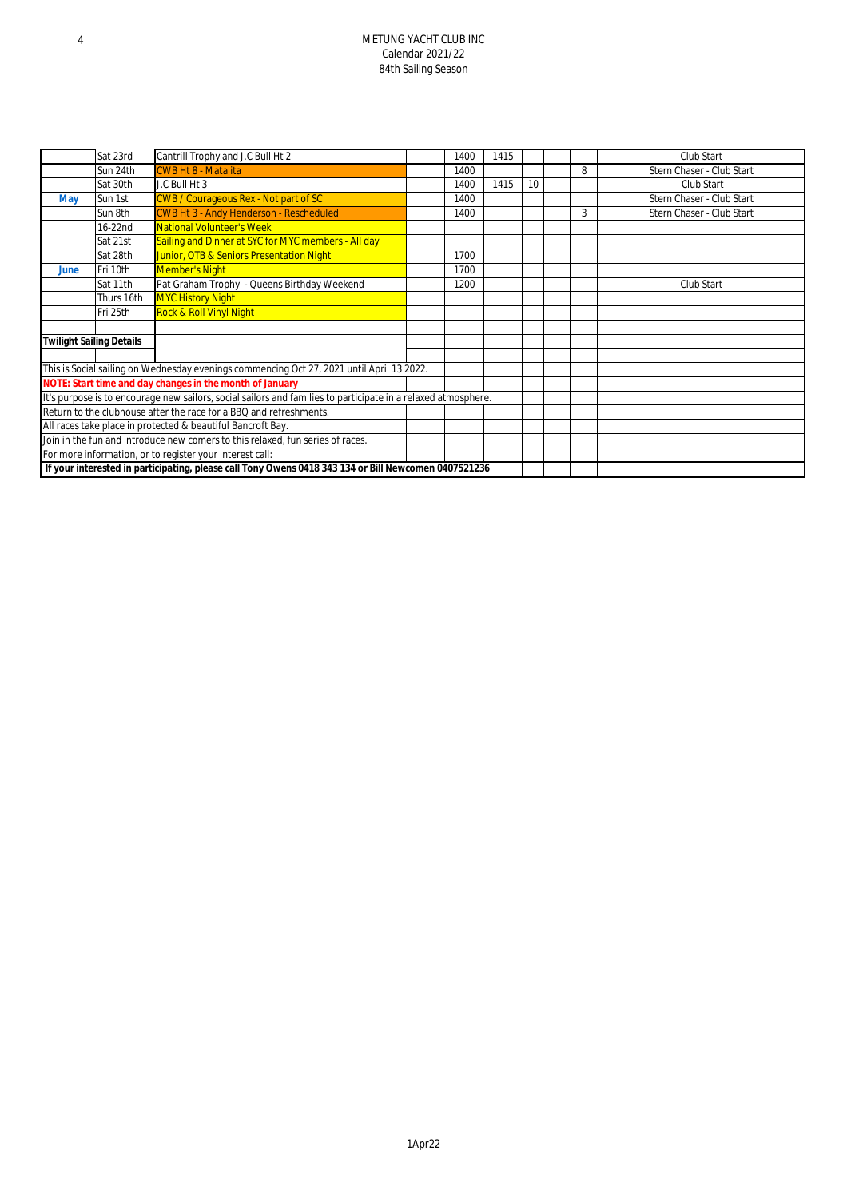METUNG YACHT CLUB INC
Calendar 2021/22
84th Sailing Season

| | | | | | | | | | |
|---|---|---|---|---|---|---|---|---|---|
| | Sat 23rd | Cantrill Trophy and J.C Bull Ht 2 | | 1400 | 1415 | | | | Club Start |
| | Sun 24th | CWB Ht 8 - Matalita | | 1400 | | | | 8 | Stern Chaser - Club Start |
| | Sat 30th | J.C Bull Ht 3 | | 1400 | 1415 | 10 | | | Club Start |
| **May** | Sun 1st | CWB / Courageous Rex - Not part of SC | | 1400 | | | | | Stern Chaser - Club Start |
| | Sun 8th | CWB Ht 3 - Andy Henderson - Rescheduled | | 1400 | | | | 3 | Stern Chaser - Club Start |
| | 16-22nd | National Volunteer's Week | | | | | | | |
| | Sat 21st | Sailing and Dinner at SYC for MYC members - All day | | | | | | | |
| | Sat 28th | Junior, OTB & Seniors Presentation Night | | 1700 | | | | | |
| **June** | Fri 10th | Member's Night | | 1700 | | | | | |
| | Sat 11th | Pat Graham Trophy - Queens Birthday Weekend | | 1200 | | | | | Club Start |
| | Thurs 16th | MYC History Night | | | | | | | |
| | Fri 25th | Rock & Roll Vinyl Night | | | | | | | |

**Twilight Sailing Details**

This is Social sailing on Wednesday evenings commencing Oct 27, 2021 until April 13 2022.

**NOTE: Start time and day changes in the month of January**

It's purpose is to encourage new sailors, social sailors and families to participate in a relaxed atmosphere.

Return to the clubhouse after the race for a BBQ and refreshments.

All races take place in protected & beautiful Bancroft Bay.

Join in the fun and introduce new comers to this relaxed, fun series of races.

For more information, or to register your interest call:

**If your interested in participating, please call Tony Owens 0418 343 134 or Bill Newcomen 0407521236**

1Apr22